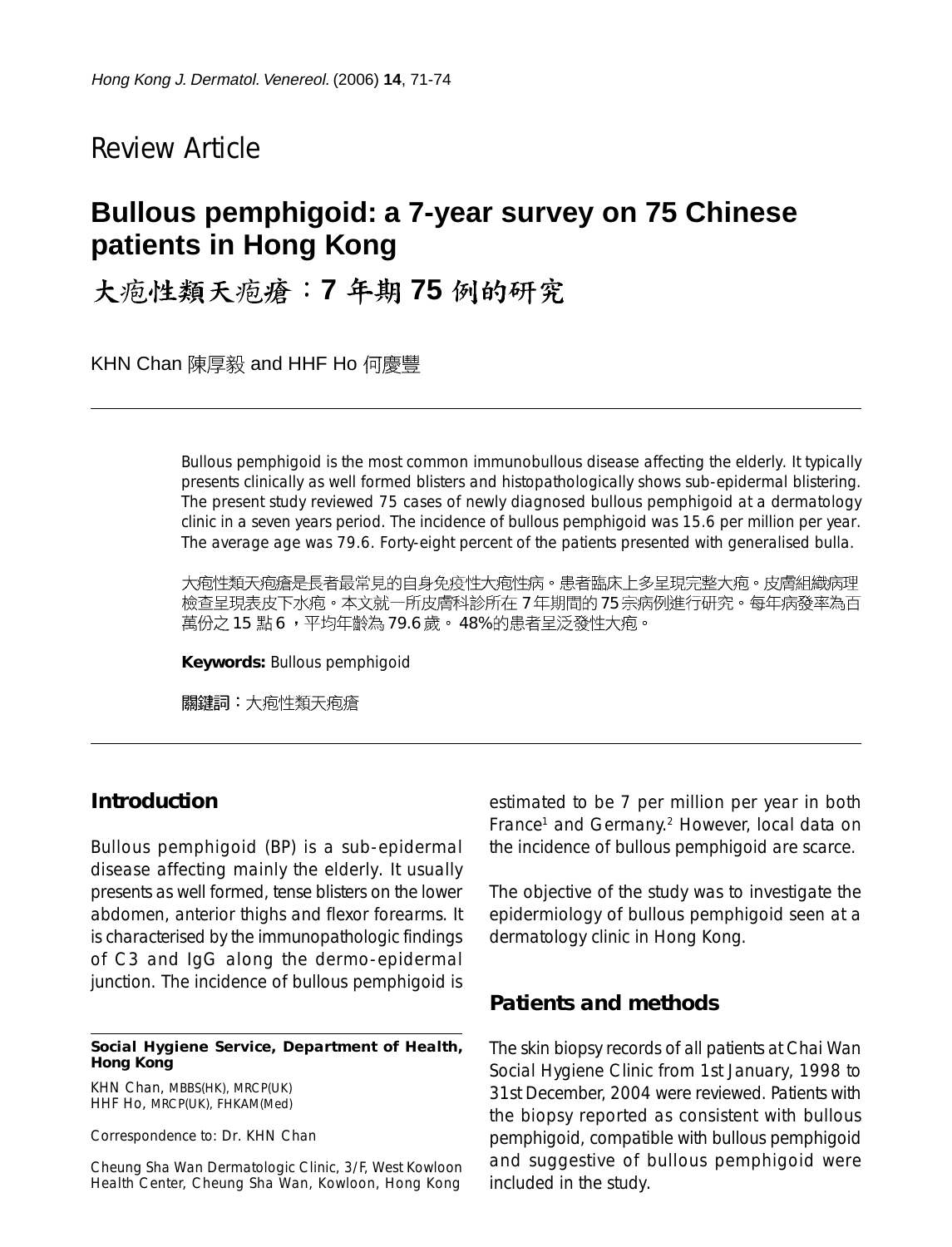Review Article

# Bullous pemphigoid: a 7-year survey on 75 Chinese patients in Hong Kong

# 大疱性類天疱瘡：7 年期 75 例的研究

KHN Chan 陳厚毅 and HHF Ho 何慶豐

Bullous pemphigoid is the most common immunobullous disease affecting the elderly. It typically presents clinically as well formed blisters and histopathologically shows sub-epidermal blistering. The present study reviewed 75 cases of newly diagnosed bullous pemphigoid at a dermatology clinic in a seven years period. The incidence of bullous pemphigoid was 15.6 per million per year. The average age was 79.6. Forty-eight percent of the patients presented with generalised bulla.

大疱性類天疱瘡是長者最常見的自身免疫性大疱性病。患者臨床上多呈現完整大疱。皮膚組織病理檢查呈現表皮下水疱。本文就一所皮膚科診所在 7 年期間的 75 宗病例進行研究。每年病發率為百萬份之 15 點 6 ，平均年齡為 79.6 歲。 48%的患者呈泛發性大疱。

**Keywords:** Bullous pemphigoid

**關鍵詞**：大疱性類天疱瘡

## Introduction

Bullous pemphigoid (BP) is a sub-epidermal disease affecting mainly the elderly. It usually presents as well formed, tense blisters on the lower abdomen, anterior thighs and flexor forearms. It is characterised by the immunopathologic findings of C3 and IgG along the dermo-epidermal junction. The incidence of bullous pemphigoid is estimated to be 7 per million per year in both France[1] and Germany.[2] However, local data on the incidence of bullous pemphigoid are scarce.

The objective of the study was to investigate the epidermiology of bullous pemphigoid seen at a dermatology clinic in Hong Kong.

## Patients and methods

The skin biopsy records of all patients at Chai Wan Social Hygiene Clinic from 1st January, 1998 to 31st December, 2004 were reviewed. Patients with the biopsy reported as consistent with bullous pemphigoid, compatible with bullous pemphigoid and suggestive of bullous pemphigoid were included in the study.

**Social Hygiene Service, Department of Health, Hong Kong**

KHN Chan, MBBS(HK), MRCP(UK)
HHF Ho, MRCP(UK), FHKAM(Med)

Correspondence to: Dr. KHN Chan

Cheung Sha Wan Dermatologic Clinic, 3/F, West Kowloon Health Center, Cheung Sha Wan, Kowloon, Hong Kong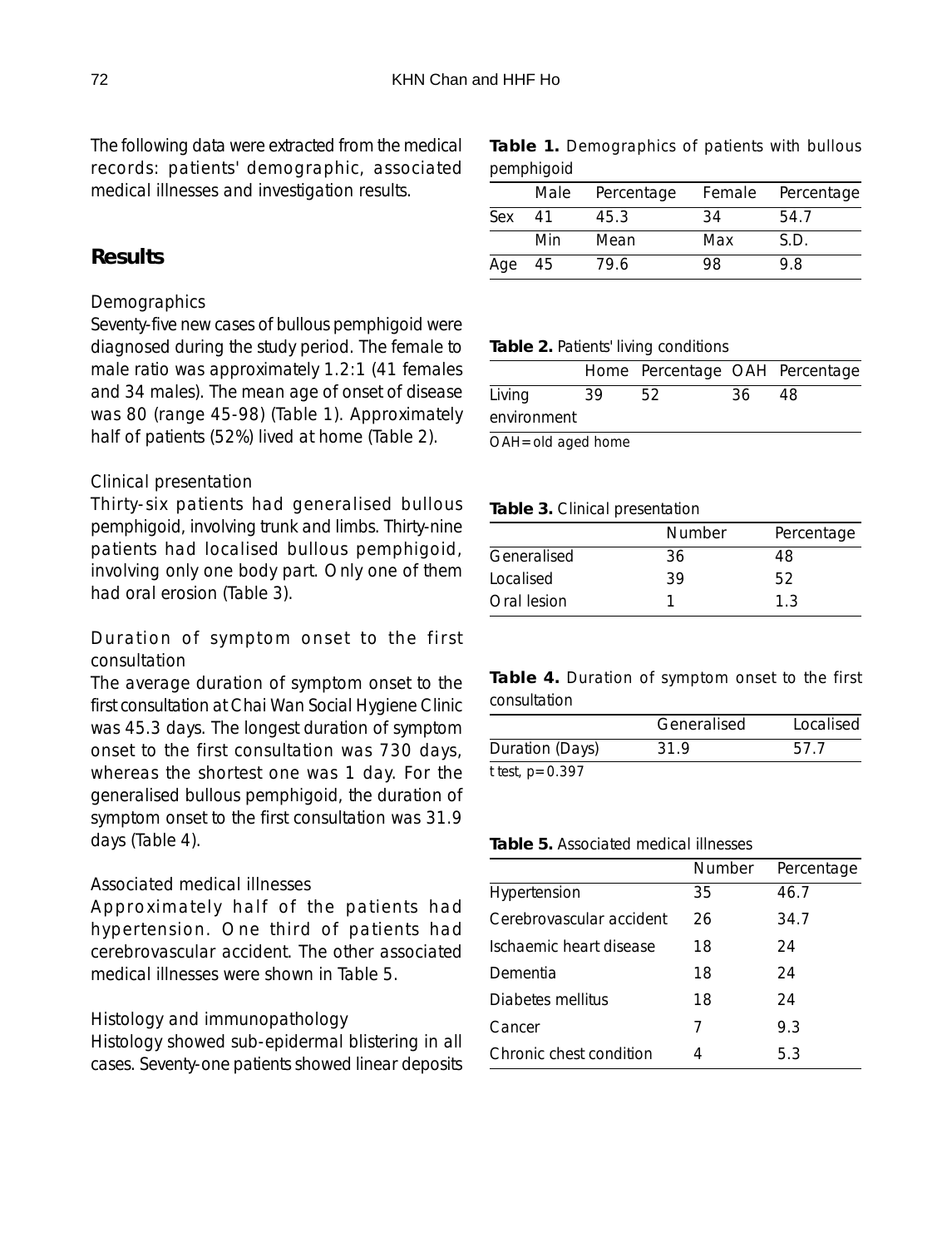The following data were extracted from the medical records: patients' demographic, associated medical illnesses and investigation results.

## Results

### Demographics

Seventy-five new cases of bullous pemphigoid were diagnosed during the study period. The female to male ratio was approximately 1.2:1 (41 females and 34 males). The mean age of onset of disease was 80 (range 45-98) (Table 1). Approximately half of patients (52%) lived at home (Table 2).

### Clinical presentation

Thirty-six patients had generalised bullous pemphigoid, involving trunk and limbs. Thirty-nine patients had localised bullous pemphigoid, involving only one body part. Only one of them had oral erosion (Table 3).

### Duration of symptom onset to the first consultation

The average duration of symptom onset to the first consultation at Chai Wan Social Hygiene Clinic was 45.3 days. The longest duration of symptom onset to the first consultation was 730 days, whereas the shortest one was 1 day. For the generalised bullous pemphigoid, the duration of symptom onset to the first consultation was 31.9 days (Table 4).

### Associated medical illnesses

Approximately half of the patients had hypertension. One third of patients had cerebrovascular accident. The other associated medical illnesses were shown in Table 5.

### Histology and immunopathology

Histology showed sub-epidermal blistering in all cases. Seventy-one patients showed linear deposits

**Table 1.** Demographics of patients with bullous pemphigoid

| | Male | Percentage | Female | Percentage |
|---|---|---|---|---|
| Sex | 41 | 45.3 | 34 | 54.7 |
| | Min | Mean | Max | S.D. |
| Age | 45 | 79.6 | 98 | 9.8 |

**Table 2.** Patients' living conditions

| | Home | Percentage | OAH | Percentage |
|---|---|---|---|---|
| Living environment | 39 | 52 | 36 | 48 |

OAH=old aged home

**Table 3.** Clinical presentation

| | Number | Percentage |
|---|---|---|
| Generalised | 36 | 48 |
| Localised | 39 | 52 |
| Oral lesion | 1 | 1.3 |

**Table 4.** Duration of symptom onset to the first consultation

| | Generalised | Localised |
|---|---|---|
| Duration (Days) | 31.9 | 57.7 |

t test, $p=0.397$

**Table 5.** Associated medical illnesses

| | Number | Percentage |
|---|---|---|
| Hypertension | 35 | 46.7 |
| Cerebrovascular accident | 26 | 34.7 |
| Ischaemic heart disease | 18 | 24 |
| Dementia | 18 | 24 |
| Diabetes mellitus | 18 | 24 |
| Cancer | 7 | 9.3 |
| Chronic chest condition | 4 | 5.3 |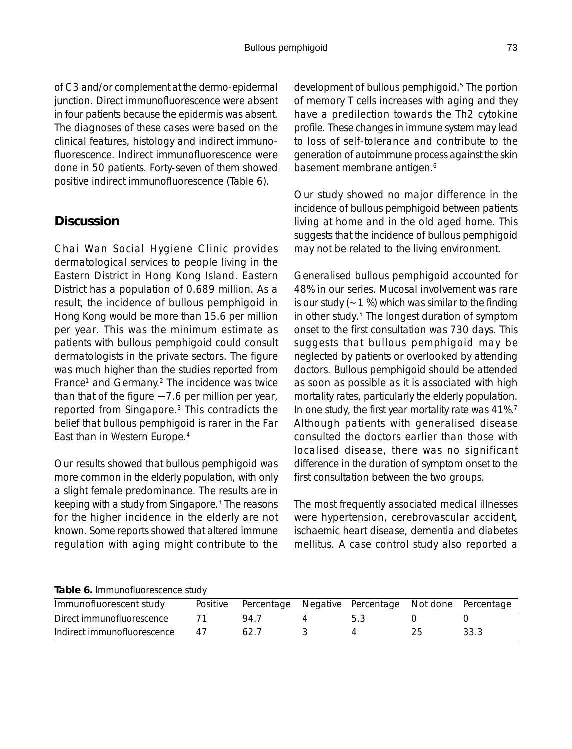of C3 and/or complement at the dermo-epidermal junction. Direct immunofluorescence were absent in four patients because the epidermis was absent. The diagnoses of these cases were based on the clinical features, histology and indirect immunofluorescence. Indirect immunofluorescence were done in 50 patients. Forty-seven of them showed positive indirect immunofluorescence (Table 6).

## Discussion

Chai Wan Social Hygiene Clinic provides dermatological services to people living in the Eastern District in Hong Kong Island. Eastern District has a population of 0.689 million. As a result, the incidence of bullous pemphigoid in Hong Kong would be more than 15.6 per million per year. This was the minimum estimate as patients with bullous pemphigoid could consult dermatologists in the private sectors. The figure was much higher than the studies reported from France[1] and Germany.[2] The incidence was twice than that of the figure −7.6 per million per year, reported from Singapore.[3] This contradicts the belief that bullous pemphigoid is rarer in the Far East than in Western Europe.[4]

Our results showed that bullous pemphigoid was more common in the elderly population, with only a slight female predominance. The results are in keeping with a study from Singapore.[3] The reasons for the higher incidence in the elderly are not known. Some reports showed that altered immune regulation with aging might contribute to the development of bullous pemphigoid.[5] The portion of memory T cells increases with aging and they have a predilection towards the Th2 cytokine profile. These changes in immune system may lead to loss of self-tolerance and contribute to the generation of autoimmune process against the skin basement membrane antigen.[6]

Our study showed no major difference in the incidence of bullous pemphigoid between patients living at home and in the old aged home. This suggests that the incidence of bullous pemphigoid may not be related to the living environment.

Generalised bullous pemphigoid accounted for 48% in our series. Mucosal involvement was rare is our study (~1 %) which was similar to the finding in other study.[5] The longest duration of symptom onset to the first consultation was 730 days. This suggests that bullous pemphigoid may be neglected by patients or overlooked by attending doctors. Bullous pemphigoid should be attended as soon as possible as it is associated with high mortality rates, particularly the elderly population. In one study, the first year mortality rate was 41%.[7] Although patients with generalised disease consulted the doctors earlier than those with localised disease, there was no significant difference in the duration of symptom onset to the first consultation between the two groups.

The most frequently associated medical illnesses were hypertension, cerebrovascular accident, ischaemic heart disease, dementia and diabetes mellitus. A case control study also reported a

**Table 6.** Immunofluorescence study

| Immunofluorescent study | Positive | Percentage | Negative | Percentage | Not done | Percentage |
|---|---|---|---|---|---|---|
| Direct immunofluorescence | 71 | 94.7 | 4 | 5.3 | 0 | 0 |
| Indirect immunofluorescence | 47 | 62.7 | 3 | 4 | 25 | 33.3 |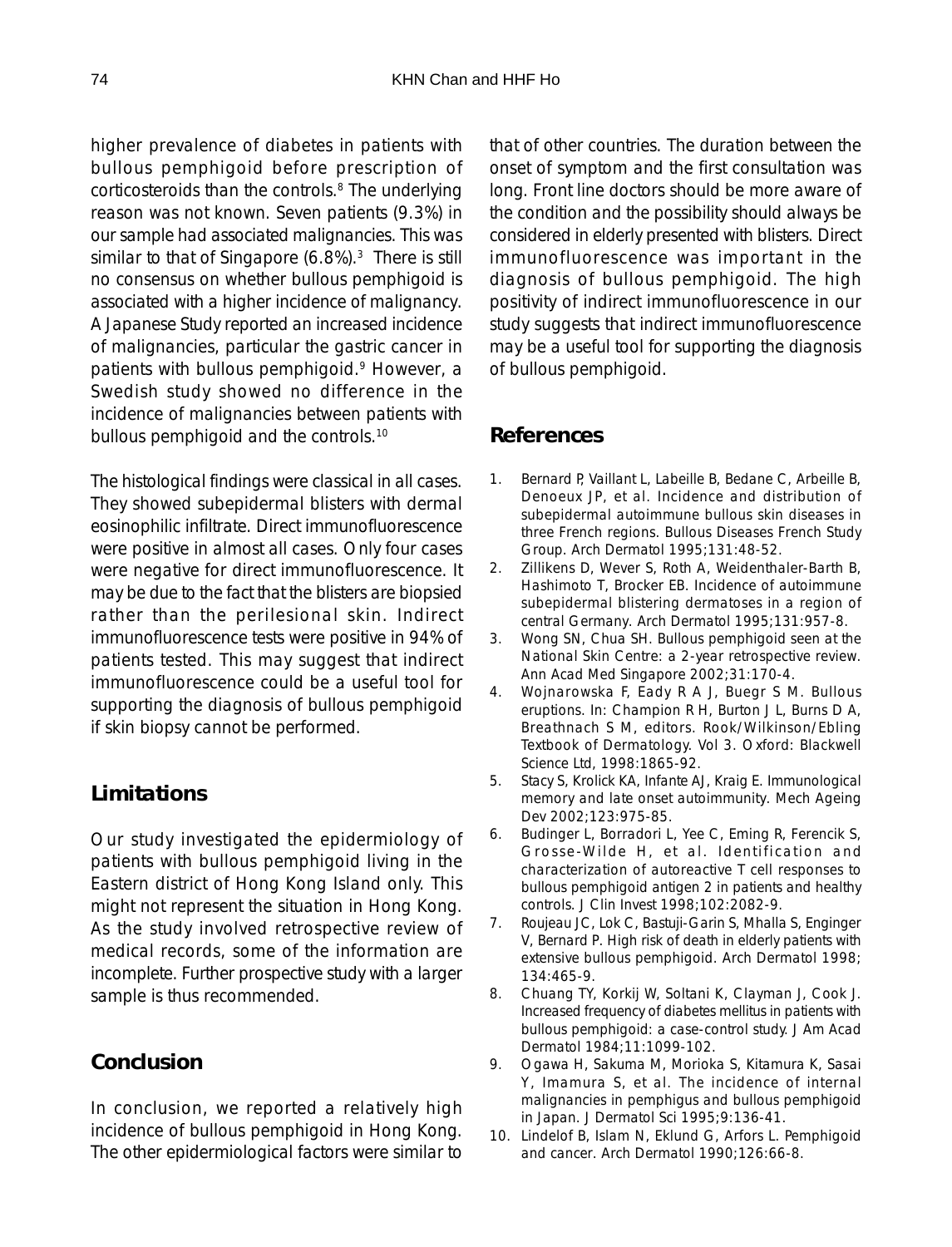higher prevalence of diabetes in patients with bullous pemphigoid before prescription of corticosteroids than the controls.[8] The underlying reason was not known. Seven patients (9.3%) in our sample had associated malignancies. This was similar to that of Singapore (6.8%).[3] There is still no consensus on whether bullous pemphigoid is associated with a higher incidence of malignancy. A Japanese Study reported an increased incidence of malignancies, particular the gastric cancer in patients with bullous pemphigoid.[9] However, a Swedish study showed no difference in the incidence of malignancies between patients with bullous pemphigoid and the controls.[10]

The histological findings were classical in all cases. They showed subepidermal blisters with dermal eosinophilic infiltrate. Direct immunofluorescence were positive in almost all cases. Only four cases were negative for direct immunofluorescence. It may be due to the fact that the blisters are biopsied rather than the perilesional skin. Indirect immunofluorescence tests were positive in 94% of patients tested. This may suggest that indirect immunofluorescence could be a useful tool for supporting the diagnosis of bullous pemphigoid if skin biopsy cannot be performed.

## Limitations

Our study investigated the epidermiology of patients with bullous pemphigoid living in the Eastern district of Hong Kong Island only. This might not represent the situation in Hong Kong. As the study involved retrospective review of medical records, some of the information are incomplete. Further prospective study with a larger sample is thus recommended.

## Conclusion

In conclusion, we reported a relatively high incidence of bullous pemphigoid in Hong Kong. The other epidermiological factors were similar to that of other countries. The duration between the onset of symptom and the first consultation was long. Front line doctors should be more aware of the condition and the possibility should always be considered in elderly presented with blisters. Direct immunofluorescence was important in the diagnosis of bullous pemphigoid. The high positivity of indirect immunofluorescence in our study suggests that indirect immunofluorescence may be a useful tool for supporting the diagnosis of bullous pemphigoid.

## References

1. Bernard P, Vaillant L, Labeille B, Bedane C, Arbeille B, Denoeux JP, et al. Incidence and distribution of subepidermal autoimmune bullous skin diseases in three French regions. Bullous Diseases French Study Group. Arch Dermatol 1995;131:48-52.
2. Zillikens D, Wever S, Roth A, Weidenthaler-Barth B, Hashimoto T, Brocker EB. Incidence of autoimmune subepidermal blistering dermatoses in a region of central Germany. Arch Dermatol 1995;131:957-8.
3. Wong SN, Chua SH. Bullous pemphigoid seen at the National Skin Centre: a 2-year retrospective review. Ann Acad Med Singapore 2002;31:170-4.
4. Wojnarowska F, Eady R A J, Buegr S M. Bullous eruptions. In: Champion R H, Burton J L, Burns D A, Breathnach S M, editors. Rook/Wilkinson/Ebling Textbook of Dermatology. Vol 3. Oxford: Blackwell Science Ltd, 1998:1865-92.
5. Stacy S, Krolick KA, Infante AJ, Kraig E. Immunological memory and late onset autoimmunity. Mech Ageing Dev 2002;123:975-85.
6. Budinger L, Borradori L, Yee C, Eming R, Ferencik S, Grosse-Wilde H, et al. Identification and characterization of autoreactive T cell responses to bullous pemphigoid antigen 2 in patients and healthy controls. J Clin Invest 1998;102:2082-9.
7. Roujeau JC, Lok C, Bastuji-Garin S, Mhalla S, Enginger V, Bernard P. High risk of death in elderly patients with extensive bullous pemphigoid. Arch Dermatol 1998; 134:465-9.
8. Chuang TY, Korkij W, Soltani K, Clayman J, Cook J. Increased frequency of diabetes mellitus in patients with bullous pemphigoid: a case-control study. J Am Acad Dermatol 1984;11:1099-102.
9. Ogawa H, Sakuma M, Morioka S, Kitamura K, Sasai Y, Imamura S, et al. The incidence of internal malignancies in pemphigus and bullous pemphigoid in Japan. J Dermatol Sci 1995;9:136-41.
10. Lindelof B, Islam N, Eklund G, Arfors L. Pemphigoid and cancer. Arch Dermatol 1990;126:66-8.